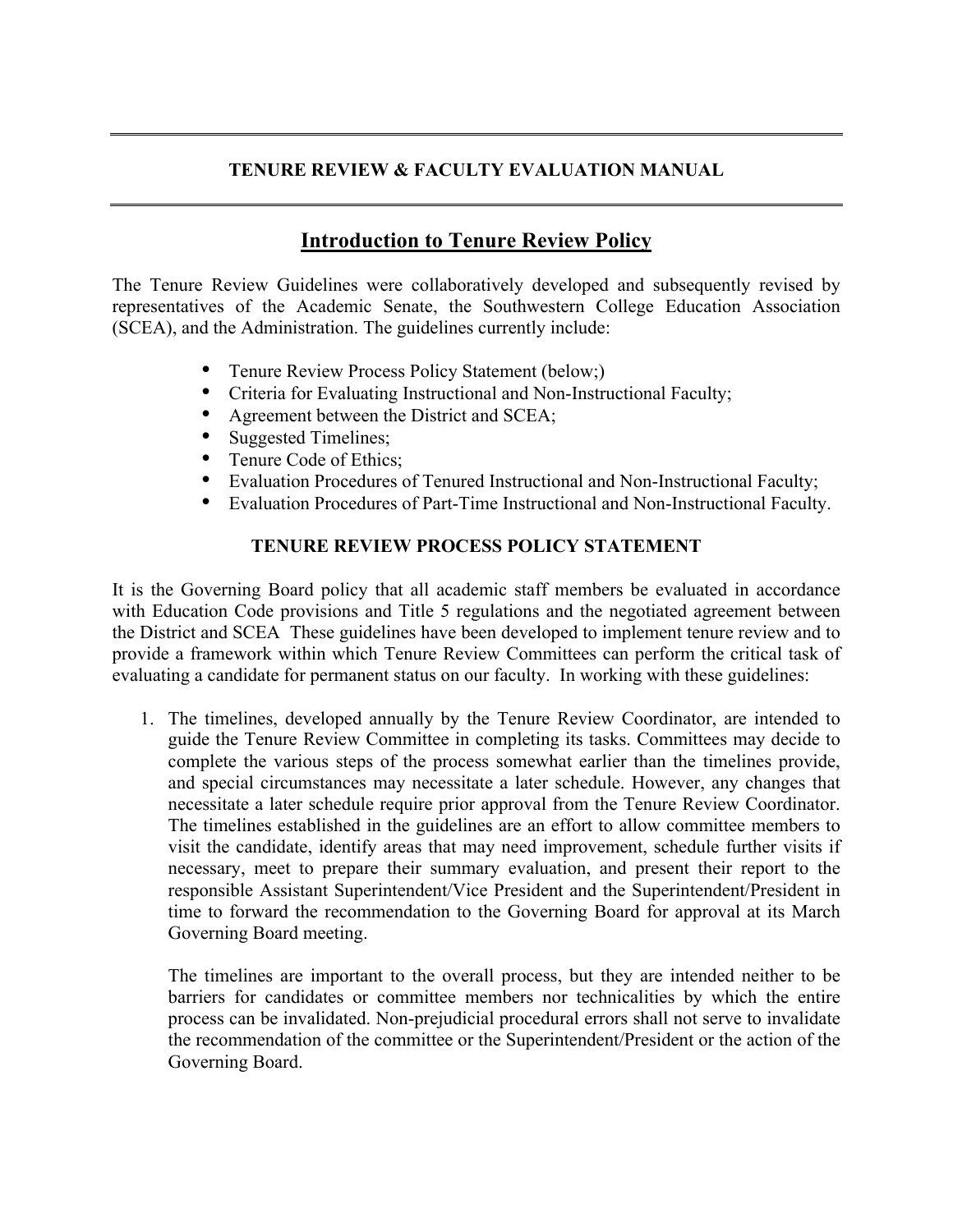# TENURE REVIEW & FACULTY EVALUATION MANUAL

## Introduction to Tenure Review Policy

The Tenure Review Guidelines were collaboratively developed and subsequently revised by representatives of the Academic Senate, the Southwestern College Education Association (SCEA), and the Administration. The guidelines currently include:

- Tenure Review Process Policy Statement (below;)
- Criteria for Evaluating Instructional and Non-Instructional Faculty;
- Agreement between the District and SCEA;
- Suggested Timelines;
- Tenure Code of Ethics;
- Evaluation Procedures of Tenured Instructional and Non-Instructional Faculty;
- Evaluation Procedures of Part-Time Instructional and Non-Instructional Faculty.

### TENURE REVIEW PROCESS POLICY STATEMENT

It is the Governing Board policy that all academic staff members be evaluated in accordance with Education Code provisions and Title 5 regulations and the negotiated agreement between the District and SCEA These guidelines have been developed to implement tenure review and to provide a framework within which Tenure Review Committees can perform the critical task of evaluating a candidate for permanent status on our faculty. In working with these guidelines:

1. The timelines, developed annually by the Tenure Review Coordinator, are intended to guide the Tenure Review Committee in completing its tasks. Committees may decide to complete the various steps of the process somewhat earlier than the timelines provide, and special circumstances may necessitate a later schedule. However, any changes that necessitate a later schedule require prior approval from the Tenure Review Coordinator. The timelines established in the guidelines are an effort to allow committee members to visit the candidate, identify areas that may need improvement, schedule further visits if necessary, meet to prepare their summary evaluation, and present their report to the responsible Assistant Superintendent/Vice President and the Superintendent/President in time to forward the recommendation to the Governing Board for approval at its March Governing Board meeting.

   The timelines are important to the overall process, but they are intended neither to be barriers for candidates or committee members nor technicalities by which the entire process can be invalidated. Non-prejudicial procedural errors shall not serve to invalidate the recommendation of the committee or the Superintendent/President or the action of the Governing Board.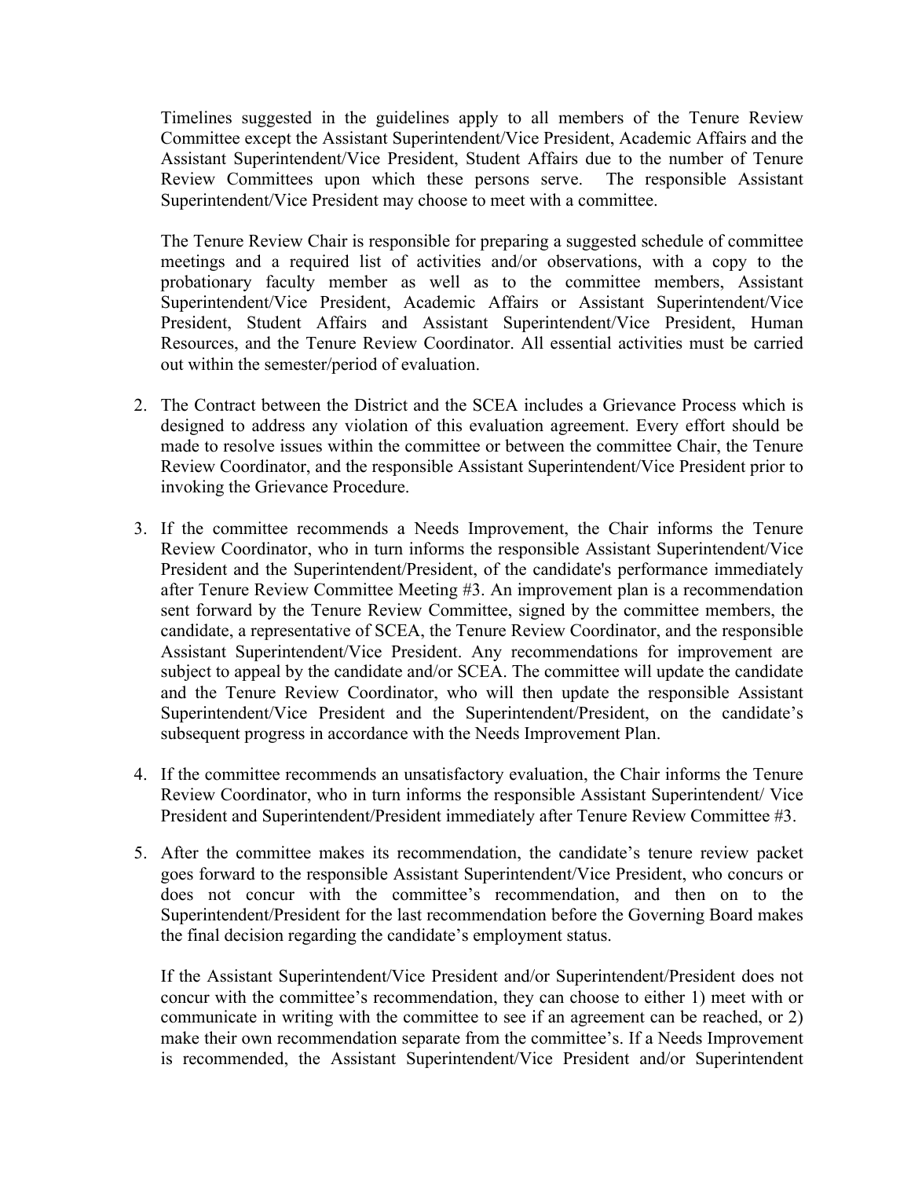Timelines suggested in the guidelines apply to all members of the Tenure Review Committee except the Assistant Superintendent/Vice President, Academic Affairs and the Assistant Superintendent/Vice President, Student Affairs due to the number of Tenure Review Committees upon which these persons serve. The responsible Assistant Superintendent/Vice President may choose to meet with a committee.

The Tenure Review Chair is responsible for preparing a suggested schedule of committee meetings and a required list of activities and/or observations, with a copy to the probationary faculty member as well as to the committee members, Assistant Superintendent/Vice President, Academic Affairs or Assistant Superintendent/Vice President, Student Affairs and Assistant Superintendent/Vice President, Human Resources, and the Tenure Review Coordinator. All essential activities must be carried out within the semester/period of evaluation.

2. The Contract between the District and the SCEA includes a Grievance Process which is designed to address any violation of this evaluation agreement. Every effort should be made to resolve issues within the committee or between the committee Chair, the Tenure Review Coordinator, and the responsible Assistant Superintendent/Vice President prior to invoking the Grievance Procedure.

3. If the committee recommends a Needs Improvement, the Chair informs the Tenure Review Coordinator, who in turn informs the responsible Assistant Superintendent/Vice President and the Superintendent/President, of the candidate's performance immediately after Tenure Review Committee Meeting #3. An improvement plan is a recommendation sent forward by the Tenure Review Committee, signed by the committee members, the candidate, a representative of SCEA, the Tenure Review Coordinator, and the responsible Assistant Superintendent/Vice President. Any recommendations for improvement are subject to appeal by the candidate and/or SCEA. The committee will update the candidate and the Tenure Review Coordinator, who will then update the responsible Assistant Superintendent/Vice President and the Superintendent/President, on the candidate's subsequent progress in accordance with the Needs Improvement Plan.

4. If the committee recommends an unsatisfactory evaluation, the Chair informs the Tenure Review Coordinator, who in turn informs the responsible Assistant Superintendent/ Vice President and Superintendent/President immediately after Tenure Review Committee #3.

5. After the committee makes its recommendation, the candidate's tenure review packet goes forward to the responsible Assistant Superintendent/Vice President, who concurs or does not concur with the committee's recommendation, and then on to the Superintendent/President for the last recommendation before the Governing Board makes the final decision regarding the candidate's employment status.

   If the Assistant Superintendent/Vice President and/or Superintendent/President does not concur with the committee's recommendation, they can choose to either 1) meet with or communicate in writing with the committee to see if an agreement can be reached, or 2) make their own recommendation separate from the committee's. If a Needs Improvement is recommended, the Assistant Superintendent/Vice President and/or Superintendent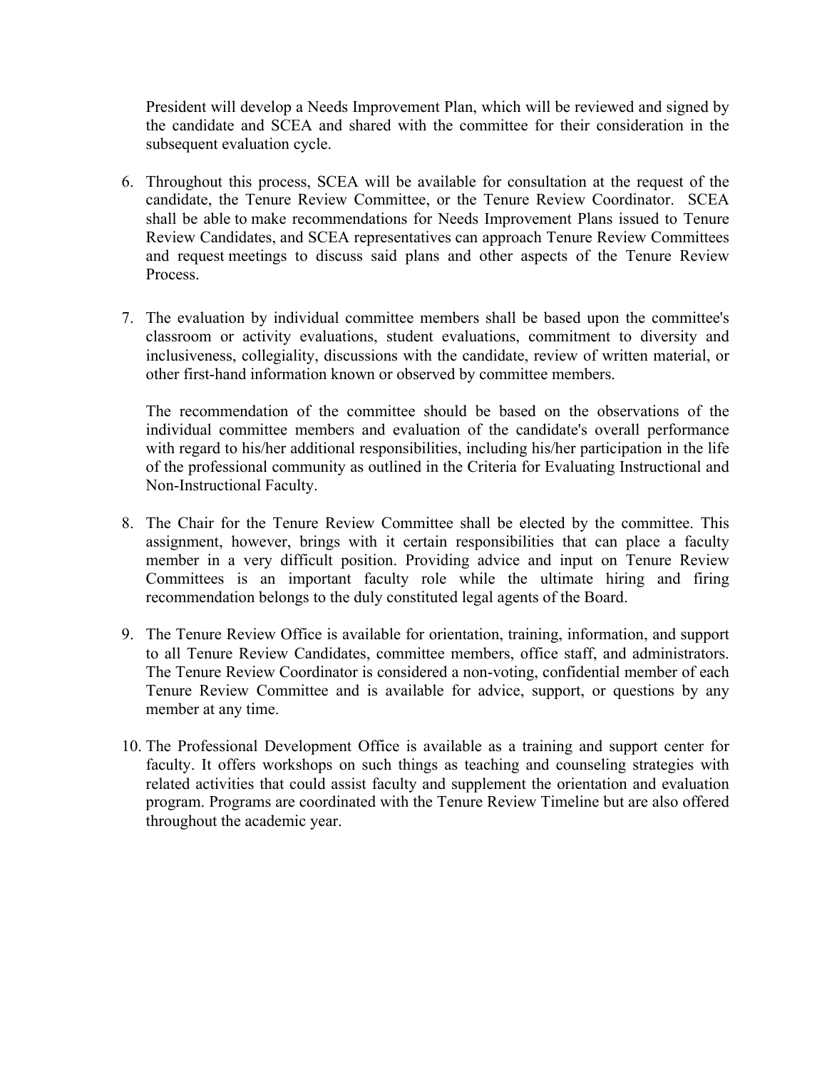President will develop a Needs Improvement Plan, which will be reviewed and signed by the candidate and SCEA and shared with the committee for their consideration in the subsequent evaluation cycle.

6. Throughout this process, SCEA will be available for consultation at the request of the candidate, the Tenure Review Committee, or the Tenure Review Coordinator. SCEA shall be able to make recommendations for Needs Improvement Plans issued to Tenure Review Candidates, and SCEA representatives can approach Tenure Review Committees and request meetings to discuss said plans and other aspects of the Tenure Review Process.

7. The evaluation by individual committee members shall be based upon the committee's classroom or activity evaluations, student evaluations, commitment to diversity and inclusiveness, collegiality, discussions with the candidate, review of written material, or other first-hand information known or observed by committee members.

   The recommendation of the committee should be based on the observations of the individual committee members and evaluation of the candidate's overall performance with regard to his/her additional responsibilities, including his/her participation in the life of the professional community as outlined in the Criteria for Evaluating Instructional and Non-Instructional Faculty.

8. The Chair for the Tenure Review Committee shall be elected by the committee. This assignment, however, brings with it certain responsibilities that can place a faculty member in a very difficult position. Providing advice and input on Tenure Review Committees is an important faculty role while the ultimate hiring and firing recommendation belongs to the duly constituted legal agents of the Board.

9. The Tenure Review Office is available for orientation, training, information, and support to all Tenure Review Candidates, committee members, office staff, and administrators. The Tenure Review Coordinator is considered a non-voting, confidential member of each Tenure Review Committee and is available for advice, support, or questions by any member at any time.

10. The Professional Development Office is available as a training and support center for faculty. It offers workshops on such things as teaching and counseling strategies with related activities that could assist faculty and supplement the orientation and evaluation program. Programs are coordinated with the Tenure Review Timeline but are also offered throughout the academic year.